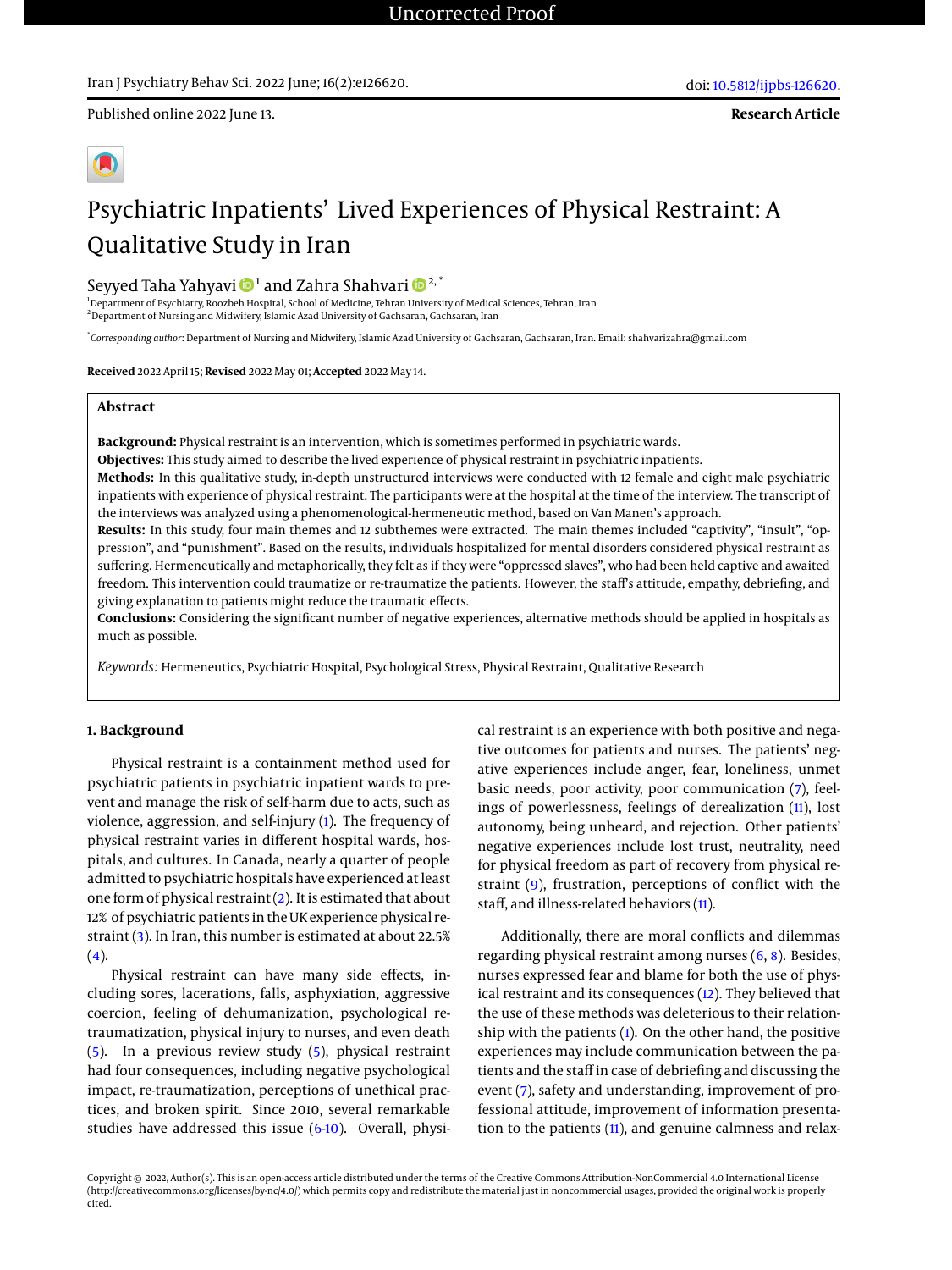Uncorrected Proof

Published online 2022 June 13.

**Research Article**

# Psychiatric Inpatients' Lived Experiences of Physical Restraint: A Qualitative Study in Iran

Seyyed Taha Yahyavi [1] and Zahra Shahvari [2,*]

[1] Department of Psychiatry, Roozbeh Hospital, School of Medicine, Tehran University of Medical Sciences, Tehran, Iran
[2] Department of Nursing and Midwifery, Islamic Azad University of Gachsaran, Gachsaran, Iran

[*] *Corresponding author*: Department of Nursing and Midwifery, Islamic Azad University of Gachsaran, Gachsaran, Iran. Email: shahvarizahra@gmail.com

**Received** 2022 April 15; **Revised** 2022 May 01; **Accepted** 2022 May 14.

## Abstract

**Background:** Physical restraint is an intervention, which is sometimes performed in psychiatric wards.

**Objectives:** This study aimed to describe the lived experience of physical restraint in psychiatric inpatients.

**Methods:** In this qualitative study, in-depth unstructured interviews were conducted with 12 female and eight male psychiatric inpatients with experience of physical restraint. The participants were at the hospital at the time of the interview. The transcript of the interviews was analyzed using a phenomenological-hermeneutic method, based on Van Manen's approach.

**Results:** In this study, four main themes and 12 subthemes were extracted. The main themes included "captivity", "insult", "oppression", and "punishment". Based on the results, individuals hospitalized for mental disorders considered physical restraint as suffering. Hermeneutically and metaphorically, they felt as if they were "oppressed slaves", who had been held captive and awaited freedom. This intervention could traumatize or re-traumatize the patients. However, the staff's attitude, empathy, debriefing, and giving explanation to patients might reduce the traumatic effects.

**Conclusions:** Considering the significant number of negative experiences, alternative methods should be applied in hospitals as much as possible.

*Keywords:* Hermeneutics, Psychiatric Hospital, Psychological Stress, Physical Restraint, Qualitative Research

## 1. Background

Physical restraint is a containment method used for psychiatric patients in psychiatric inpatient wards to prevent and manage the risk of self-harm due to acts, such as violence, aggression, and self-injury (1). The frequency of physical restraint varies in different hospital wards, hospitals, and cultures. In Canada, nearly a quarter of people admitted to psychiatric hospitals have experienced at least one form of physical restraint (2). It is estimated that about 12% of psychiatric patients in the UK experience physical restraint (3). In Iran, this number is estimated at about 22.5% (4).

Physical restraint can have many side effects, including sores, lacerations, falls, asphyxiation, aggressive coercion, feeling of dehumanization, psychological re-traumatization, physical injury to nurses, and even death (5). In a previous review study (5), physical restraint had four consequences, including negative psychological impact, re-traumatization, perceptions of unethical practices, and broken spirit. Since 2010, several remarkable studies have addressed this issue (6-10). Overall, physical restraint is an experience with both positive and negative outcomes for patients and nurses. The patients' negative experiences include anger, fear, loneliness, unmet basic needs, poor activity, poor communication (7), feelings of powerlessness, feelings of derealization (11), lost autonomy, being unheard, and rejection. Other patients' negative experiences include lost trust, neutrality, need for physical freedom as part of recovery from physical restraint (9), frustration, perceptions of conflict with the staff, and illness-related behaviors (11).

Additionally, there are moral conflicts and dilemmas regarding physical restraint among nurses (6, 8). Besides, nurses expressed fear and blame for both the use of physical restraint and its consequences (12). They believed that the use of these methods was deleterious to their relationship with the patients (1). On the other hand, the positive experiences may include communication between the patients and the staff in case of debriefing and discussing the event (7), safety and understanding, improvement of professional attitude, improvement of information presentation to the patients (11), and genuine calmness and relax-

Copyright © 2022, Author(s). This is an open-access article distributed under the terms of the Creative Commons Attribution-NonCommercial 4.0 International License (http://creativecommons.org/licenses/by-nc/4.0/) which permits copy and redistribute the material just in noncommercial usages, provided the original work is properly cited.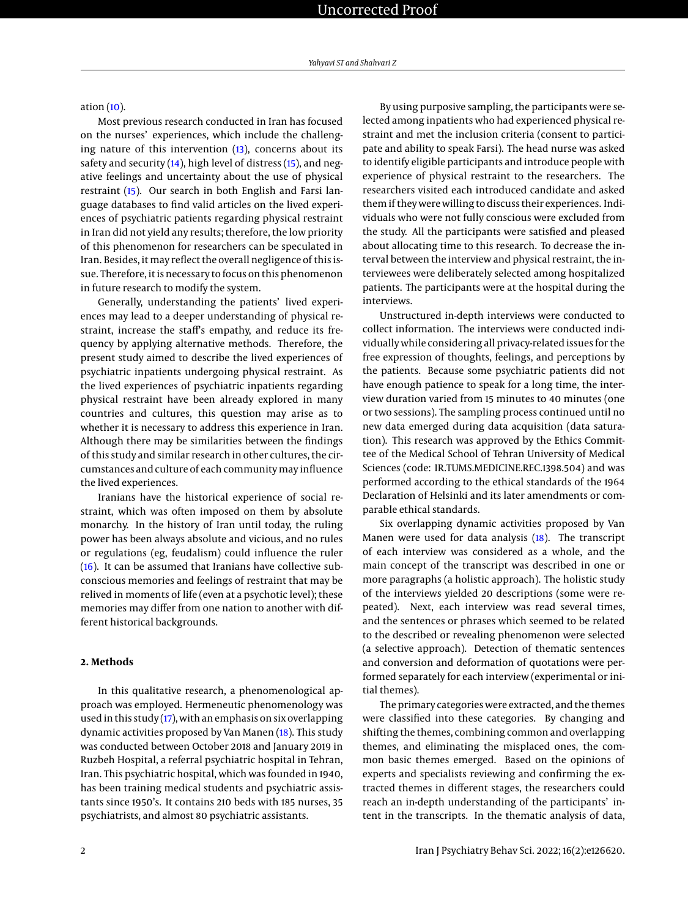ation (10).

Most previous research conducted in Iran has focused on the nurses' experiences, which include the challenging nature of this intervention (13), concerns about its safety and security (14), high level of distress (15), and negative feelings and uncertainty about the use of physical restraint (15). Our search in both English and Farsi language databases to find valid articles on the lived experiences of psychiatric patients regarding physical restraint in Iran did not yield any results; therefore, the low priority of this phenomenon for researchers can be speculated in Iran. Besides, it may reflect the overall negligence of this issue. Therefore, it is necessary to focus on this phenomenon in future research to modify the system.

Generally, understanding the patients' lived experiences may lead to a deeper understanding of physical restraint, increase the staff's empathy, and reduce its frequency by applying alternative methods. Therefore, the present study aimed to describe the lived experiences of psychiatric inpatients undergoing physical restraint. As the lived experiences of psychiatric inpatients regarding physical restraint have been already explored in many countries and cultures, this question may arise as to whether it is necessary to address this experience in Iran. Although there may be similarities between the findings of this study and similar research in other cultures, the circumstances and culture of each community may influence the lived experiences.

Iranians have the historical experience of social restraint, which was often imposed on them by absolute monarchy. In the history of Iran until today, the ruling power has been always absolute and vicious, and no rules or regulations (eg, feudalism) could influence the ruler (16). It can be assumed that Iranians have collective subconscious memories and feelings of restraint that may be relived in moments of life (even at a psychotic level); these memories may differ from one nation to another with different historical backgrounds.

## 2. Methods

In this qualitative research, a phenomenological approach was employed. Hermeneutic phenomenology was used in this study (17), with an emphasis on six overlapping dynamic activities proposed by Van Manen (18). This study was conducted between October 2018 and January 2019 in Ruzbeh Hospital, a referral psychiatric hospital in Tehran, Iran. This psychiatric hospital, which was founded in 1940, has been training medical students and psychiatric assistants since 1950's. It contains 210 beds with 185 nurses, 35 psychiatrists, and almost 80 psychiatric assistants.

By using purposive sampling, the participants were selected among inpatients who had experienced physical restraint and met the inclusion criteria (consent to participate and ability to speak Farsi). The head nurse was asked to identify eligible participants and introduce people with experience of physical restraint to the researchers. The researchers visited each introduced candidate and asked them if they were willing to discuss their experiences. Individuals who were not fully conscious were excluded from the study. All the participants were satisfied and pleased about allocating time to this research. To decrease the interval between the interview and physical restraint, the interviewees were deliberately selected among hospitalized patients. The participants were at the hospital during the interviews.

Unstructured in-depth interviews were conducted to collect information. The interviews were conducted individually while considering all privacy-related issues for the free expression of thoughts, feelings, and perceptions by the patients. Because some psychiatric patients did not have enough patience to speak for a long time, the interview duration varied from 15 minutes to 40 minutes (one or two sessions). The sampling process continued until no new data emerged during data acquisition (data saturation). This research was approved by the Ethics Committee of the Medical School of Tehran University of Medical Sciences (code: IR.TUMS.MEDICINE.REC.1398.504) and was performed according to the ethical standards of the 1964 Declaration of Helsinki and its later amendments or comparable ethical standards.

Six overlapping dynamic activities proposed by Van Manen were used for data analysis (18). The transcript of each interview was considered as a whole, and the main concept of the transcript was described in one or more paragraphs (a holistic approach). The holistic study of the interviews yielded 20 descriptions (some were repeated). Next, each interview was read several times, and the sentences or phrases which seemed to be related to the described or revealing phenomenon were selected (a selective approach). Detection of thematic sentences and conversion and deformation of quotations were performed separately for each interview (experimental or initial themes).

The primary categories were extracted, and the themes were classified into these categories. By changing and shifting the themes, combining common and overlapping themes, and eliminating the misplaced ones, the common basic themes emerged. Based on the opinions of experts and specialists reviewing and confirming the extracted themes in different stages, the researchers could reach an in-depth understanding of the participants' intent in the transcripts. In the thematic analysis of data,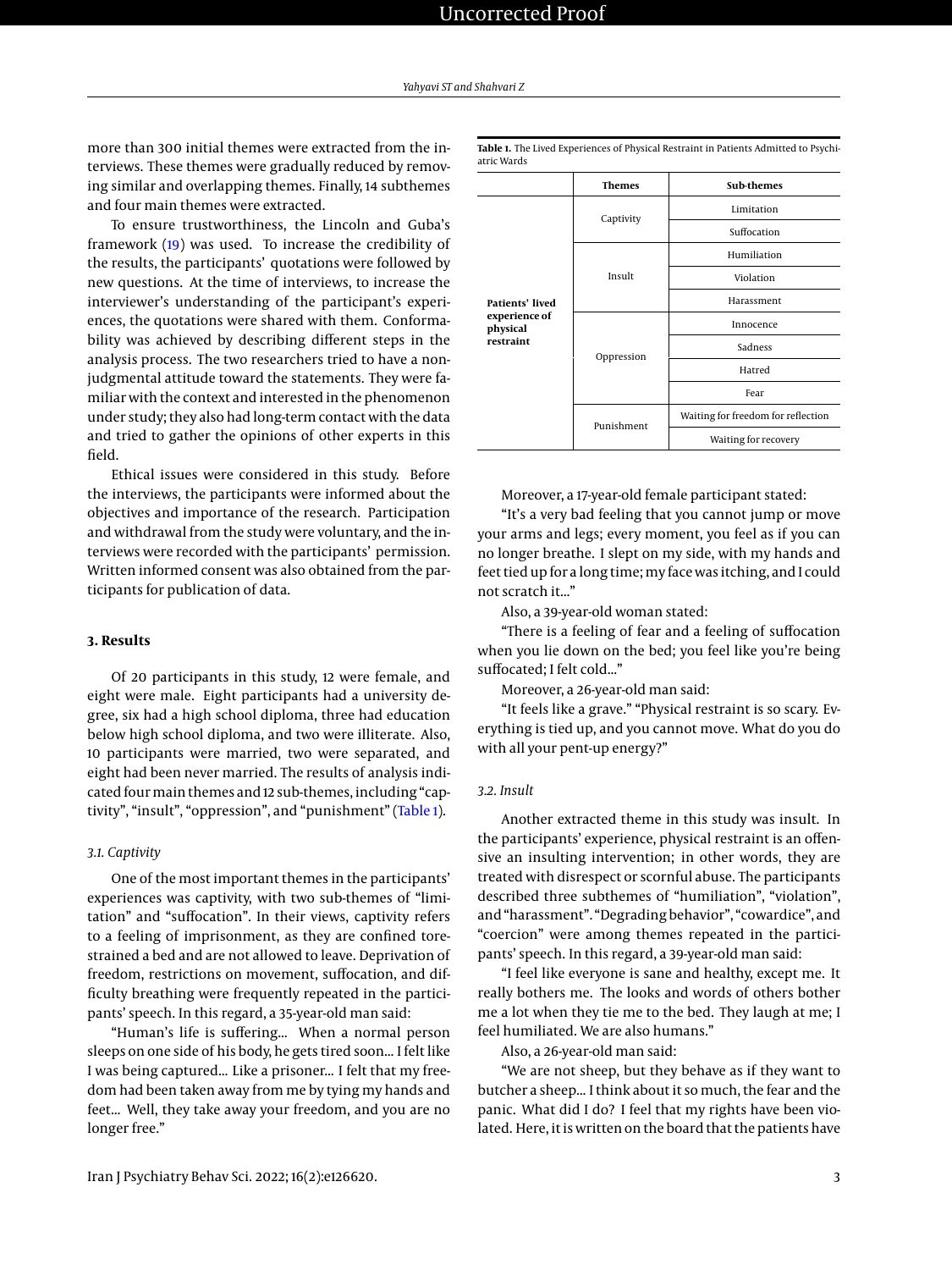more than 300 initial themes were extracted from the interviews. These themes were gradually reduced by removing similar and overlapping themes. Finally, 14 subthemes and four main themes were extracted.

To ensure trustworthiness, the Lincoln and Guba's framework (19) was used. To increase the credibility of the results, the participants' quotations were followed by new questions. At the time of interviews, to increase the interviewer's understanding of the participant's experiences, the quotations were shared with them. Conformability was achieved by describing different steps in the analysis process. The two researchers tried to have a nonjudgmental attitude toward the statements. They were familiar with the context and interested in the phenomenon under study; they also had long-term contact with the data and tried to gather the opinions of other experts in this field.

Ethical issues were considered in this study. Before the interviews, the participants were informed about the objectives and importance of the research. Participation and withdrawal from the study were voluntary, and the interviews were recorded with the participants' permission. Written informed consent was also obtained from the participants for publication of data.

## 3. Results

Of 20 participants in this study, 12 were female, and eight were male. Eight participants had a university degree, six had a high school diploma, three had education below high school diploma, and two were illiterate. Also, 10 participants were married, two were separated, and eight had been never married. The results of analysis indicated four main themes and 12 sub-themes, including "captivity", "insult", "oppression", and "punishment" (Table 1).

**Table 1.** The Lived Experiences of Physical Restraint in Patients Admitted to Psychiatric Wards

| | Themes | Sub-themes |
|---|---|---|
| **Patients' lived experience of physical restraint** | Captivity | Limitation |
| | | Suffocation |
| | Insult | Humiliation |
| | | Violation |
| | | Harassment |
| | Oppression | Innocence |
| | | Sadness |
| | | Hatred |
| | | Fear |
| | Punishment | Waiting for freedom for reflection |
| | | Waiting for recovery |

### 3.1. Captivity

One of the most important themes in the participants' experiences was captivity, with two sub-themes of "limitation" and "suffocation". In their views, captivity refers to a feeling of imprisonment, as they are confined torestrained a bed and are not allowed to leave. Deprivation of freedom, restrictions on movement, suffocation, and difficulty breathing were frequently repeated in the participants' speech. In this regard, a 35-year-old man said:

"Human's life is suffering... When a normal person sleeps on one side of his body, he gets tired soon... I felt like I was being captured... Like a prisoner... I felt that my freedom had been taken away from me by tying my hands and feet... Well, they take away your freedom, and you are no longer free."

Moreover, a 17-year-old female participant stated:

"It's a very bad feeling that you cannot jump or move your arms and legs; every moment, you feel as if you can no longer breathe. I slept on my side, with my hands and feet tied up for a long time; my face was itching, and I could not scratch it..."

Also, a 39-year-old woman stated:

"There is a feeling of fear and a feeling of suffocation when you lie down on the bed; you feel like you're being suffocated; I felt cold..."

Moreover, a 26-year-old man said:

"It feels like a grave." "Physical restraint is so scary. Everything is tied up, and you cannot move. What do you do with all your pent-up energy?"

### 3.2. Insult

Another extracted theme in this study was insult. In the participants' experience, physical restraint is an offensive an insulting intervention; in other words, they are treated with disrespect or scornful abuse. The participants described three subthemes of "humiliation", "violation", and "harassment". "Degrading behavior", "cowardice", and "coercion" were among themes repeated in the participants' speech. In this regard, a 39-year-old man said:

"I feel like everyone is sane and healthy, except me. It really bothers me. The looks and words of others bother me a lot when they tie me to the bed. They laugh at me; I feel humiliated. We are also humans."

Also, a 26-year-old man said:

"We are not sheep, but they behave as if they want to butcher a sheep... I think about it so much, the fear and the panic. What did I do? I feel that my rights have been violated. Here, it is written on the board that the patients have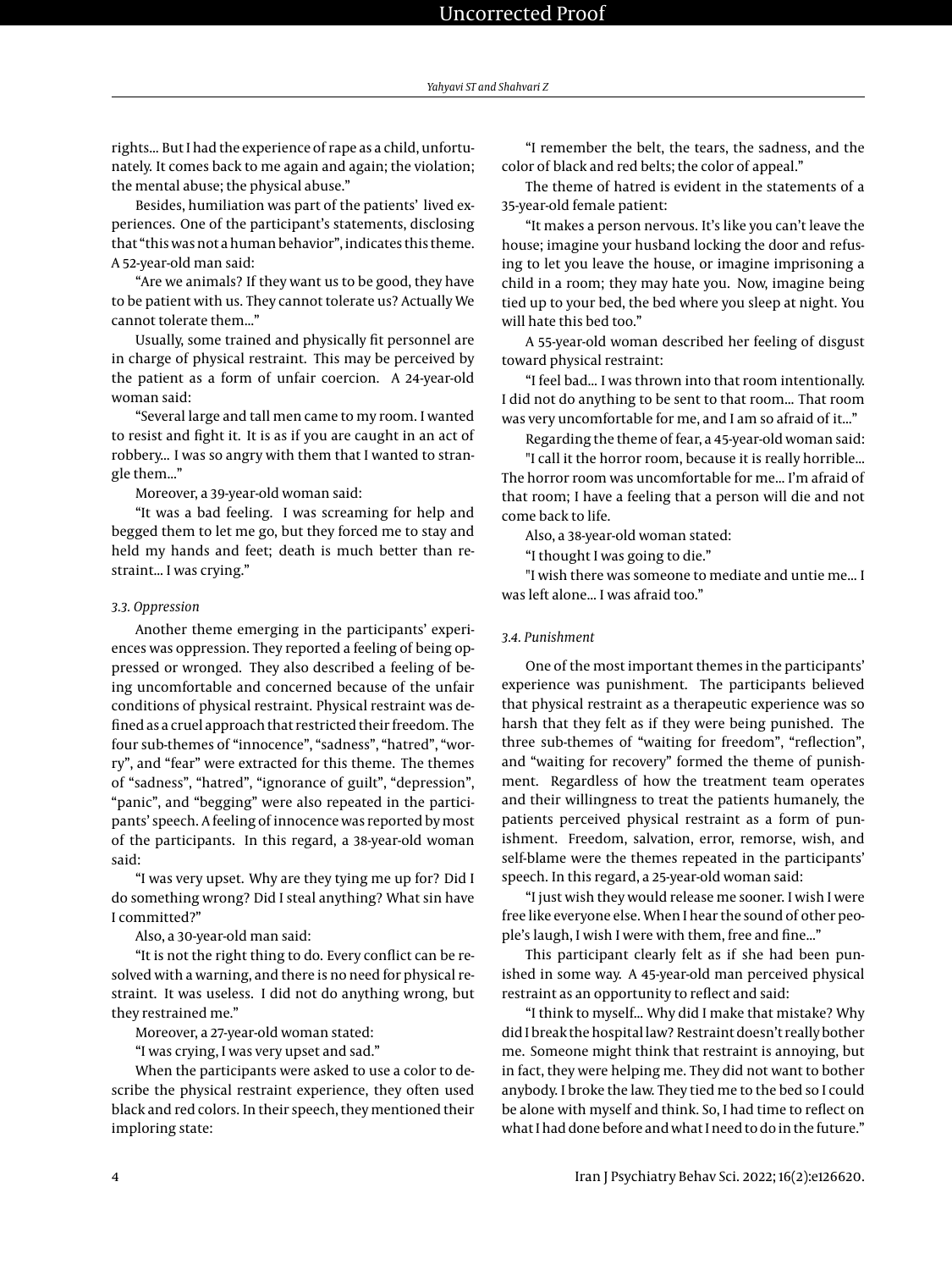rights... But I had the experience of rape as a child, unfortunately. It comes back to me again and again; the violation; the mental abuse; the physical abuse."

Besides, humiliation was part of the patients' lived experiences. One of the participant's statements, disclosing that "this was not a human behavior", indicates this theme. A 52-year-old man said:

"Are we animals? If they want us to be good, they have to be patient with us. They cannot tolerate us? Actually We cannot tolerate them..."

Usually, some trained and physically fit personnel are in charge of physical restraint. This may be perceived by the patient as a form of unfair coercion. A 24-year-old woman said:

"Several large and tall men came to my room. I wanted to resist and fight it. It is as if you are caught in an act of robbery... I was so angry with them that I wanted to strangle them..."

Moreover, a 39-year-old woman said:

"It was a bad feeling. I was screaming for help and begged them to let me go, but they forced me to stay and held my hands and feet; death is much better than restraint... I was crying."

### 3.3. Oppression

Another theme emerging in the participants' experiences was oppression. They reported a feeling of being oppressed or wronged. They also described a feeling of being uncomfortable and concerned because of the unfair conditions of physical restraint. Physical restraint was defined as a cruel approach that restricted their freedom. The four sub-themes of "innocence", "sadness", "hatred", "worry", and "fear" were extracted for this theme. The themes of "sadness", "hatred", "ignorance of guilt", "depression", "panic", and "begging" were also repeated in the participants' speech. A feeling of innocence was reported by most of the participants. In this regard, a 38-year-old woman said:

"I was very upset. Why are they tying me up for? Did I do something wrong? Did I steal anything? What sin have I committed?"

Also, a 30-year-old man said:

"It is not the right thing to do. Every conflict can be resolved with a warning, and there is no need for physical restraint. It was useless. I did not do anything wrong, but they restrained me."

Moreover, a 27-year-old woman stated:

"I was crying, I was very upset and sad."

When the participants were asked to use a color to describe the physical restraint experience, they often used black and red colors. In their speech, they mentioned their imploring state:

"I remember the belt, the tears, the sadness, and the color of black and red belts; the color of appeal."

The theme of hatred is evident in the statements of a 35-year-old female patient:

"It makes a person nervous. It's like you can't leave the house; imagine your husband locking the door and refusing to let you leave the house, or imagine imprisoning a child in a room; they may hate you. Now, imagine being tied up to your bed, the bed where you sleep at night. You will hate this bed too."

A 55-year-old woman described her feeling of disgust toward physical restraint:

"I feel bad... I was thrown into that room intentionally. I did not do anything to be sent to that room... That room was very uncomfortable for me, and I am so afraid of it..."

Regarding the theme of fear, a 45-year-old woman said:

"I call it the horror room, because it is really horrible... The horror room was uncomfortable for me... I'm afraid of that room; I have a feeling that a person will die and not come back to life.

Also, a 38-year-old woman stated:

"I thought I was going to die."

"I wish there was someone to mediate and untie me... I was left alone... I was afraid too."

### 3.4. Punishment

One of the most important themes in the participants' experience was punishment. The participants believed that physical restraint as a therapeutic experience was so harsh that they felt as if they were being punished. The three sub-themes of "waiting for freedom", "reflection", and "waiting for recovery" formed the theme of punishment. Regardless of how the treatment team operates and their willingness to treat the patients humanely, the patients perceived physical restraint as a form of punishment. Freedom, salvation, error, remorse, wish, and self-blame were the themes repeated in the participants' speech. In this regard, a 25-year-old woman said:

"I just wish they would release me sooner. I wish I were free like everyone else. When I hear the sound of other people's laugh, I wish I were with them, free and fine..."

This participant clearly felt as if she had been punished in some way. A 45-year-old man perceived physical restraint as an opportunity to reflect and said:

"I think to myself... Why did I make that mistake? Why did I break the hospital law? Restraint doesn't really bother me. Someone might think that restraint is annoying, but in fact, they were helping me. They did not want to bother anybody. I broke the law. They tied me to the bed so I could be alone with myself and think. So, I had time to reflect on what I had done before and what I need to do in the future."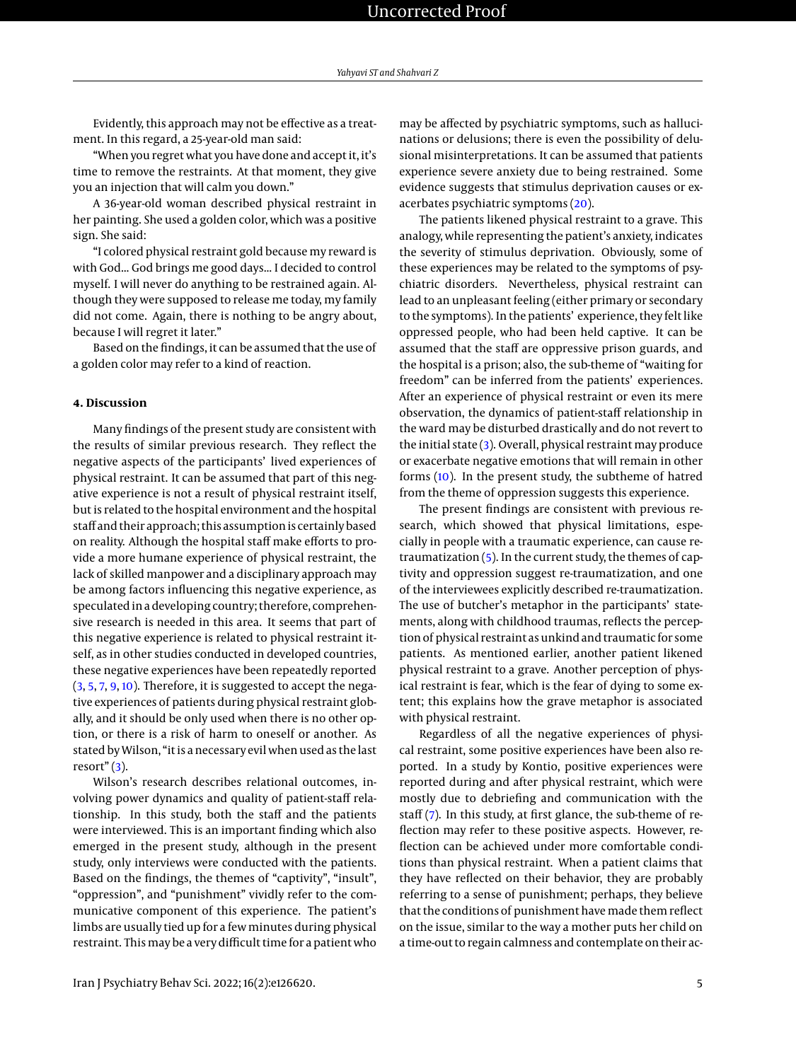Evidently, this approach may not be effective as a treatment. In this regard, a 25-year-old man said:

"When you regret what you have done and accept it, it's time to remove the restraints. At that moment, they give you an injection that will calm you down."

A 36-year-old woman described physical restraint in her painting. She used a golden color, which was a positive sign. She said:

"I colored physical restraint gold because my reward is with God... God brings me good days... I decided to control myself. I will never do anything to be restrained again. Although they were supposed to release me today, my family did not come. Again, there is nothing to be angry about, because I will regret it later."

Based on the findings, it can be assumed that the use of a golden color may refer to a kind of reaction.

## 4. Discussion

Many findings of the present study are consistent with the results of similar previous research. They reflect the negative aspects of the participants' lived experiences of physical restraint. It can be assumed that part of this negative experience is not a result of physical restraint itself, but is related to the hospital environment and the hospital staff and their approach; this assumption is certainly based on reality. Although the hospital staff make efforts to provide a more humane experience of physical restraint, the lack of skilled manpower and a disciplinary approach may be among factors influencing this negative experience, as speculated in a developing country; therefore, comprehensive research is needed in this area. It seems that part of this negative experience is related to physical restraint itself, as in other studies conducted in developed countries, these negative experiences have been repeatedly reported (3, 5, 7, 9, 10). Therefore, it is suggested to accept the negative experiences of patients during physical restraint globally, and it should be only used when there is no other option, or there is a risk of harm to oneself or another. As stated by Wilson, "it is a necessary evil when used as the last resort" (3).

Wilson's research describes relational outcomes, involving power dynamics and quality of patient-staff relationship. In this study, both the staff and the patients were interviewed. This is an important finding which also emerged in the present study, although in the present study, only interviews were conducted with the patients. Based on the findings, the themes of "captivity", "insult", "oppression", and "punishment" vividly refer to the communicative component of this experience. The patient's limbs are usually tied up for a few minutes during physical restraint. This may be a very difficult time for a patient who may be affected by psychiatric symptoms, such as hallucinations or delusions; there is even the possibility of delusional misinterpretations. It can be assumed that patients experience severe anxiety due to being restrained. Some evidence suggests that stimulus deprivation causes or exacerbates psychiatric symptoms (20).

The patients likened physical restraint to a grave. This analogy, while representing the patient's anxiety, indicates the severity of stimulus deprivation. Obviously, some of these experiences may be related to the symptoms of psychiatric disorders. Nevertheless, physical restraint can lead to an unpleasant feeling (either primary or secondary to the symptoms). In the patients' experience, they felt like oppressed people, who had been held captive. It can be assumed that the staff are oppressive prison guards, and the hospital is a prison; also, the sub-theme of "waiting for freedom" can be inferred from the patients' experiences. After an experience of physical restraint or even its mere observation, the dynamics of patient-staff relationship in the ward may be disturbed drastically and do not revert to the initial state (3). Overall, physical restraint may produce or exacerbate negative emotions that will remain in other forms (10). In the present study, the subtheme of hatred from the theme of oppression suggests this experience.

The present findings are consistent with previous research, which showed that physical limitations, especially in people with a traumatic experience, can cause re-traumatization (5). In the current study, the themes of captivity and oppression suggest re-traumatization, and one of the interviewees explicitly described re-traumatization. The use of butcher's metaphor in the participants' statements, along with childhood traumas, reflects the perception of physical restraint as unkind and traumatic for some patients. As mentioned earlier, another patient likened physical restraint to a grave. Another perception of physical restraint is fear, which is the fear of dying to some extent; this explains how the grave metaphor is associated with physical restraint.

Regardless of all the negative experiences of physical restraint, some positive experiences have been also reported. In a study by Kontio, positive experiences were reported during and after physical restraint, which were mostly due to debriefing and communication with the staff (7). In this study, at first glance, the sub-theme of reflection may refer to these positive aspects. However, reflection can be achieved under more comfortable conditions than physical restraint. When a patient claims that they have reflected on their behavior, they are probably referring to a sense of punishment; perhaps, they believe that the conditions of punishment have made them reflect on the issue, similar to the way a mother puts her child on a time-out to regain calmness and contemplate on their ac-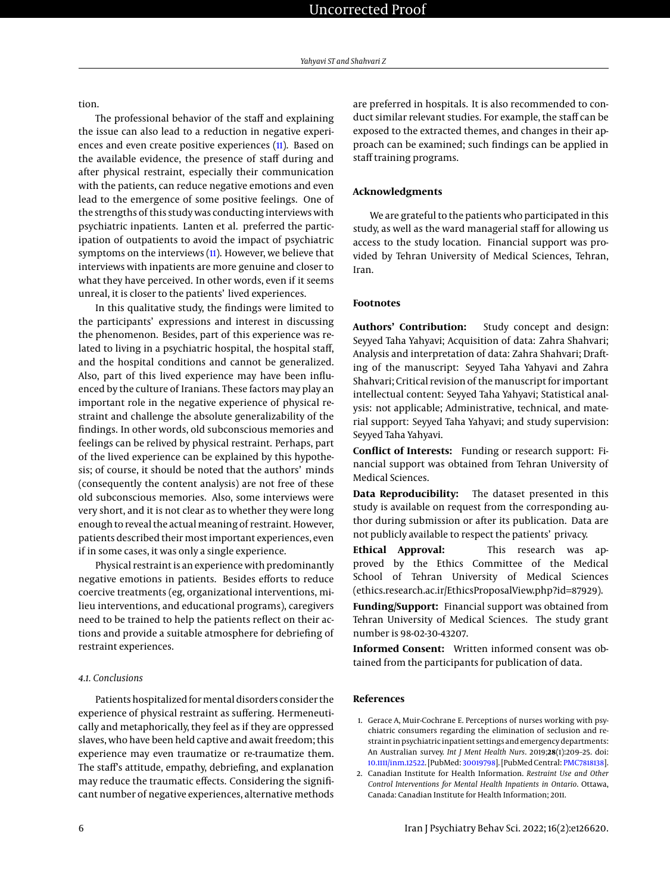tion.

The professional behavior of the staff and explaining the issue can also lead to a reduction in negative experiences and even create positive experiences (11). Based on the available evidence, the presence of staff during and after physical restraint, especially their communication with the patients, can reduce negative emotions and even lead to the emergence of some positive feelings. One of the strengths of this study was conducting interviews with psychiatric inpatients. Lanten et al. preferred the participation of outpatients to avoid the impact of psychiatric symptoms on the interviews (11). However, we believe that interviews with inpatients are more genuine and closer to what they have perceived. In other words, even if it seems unreal, it is closer to the patients' lived experiences.

In this qualitative study, the findings were limited to the participants' expressions and interest in discussing the phenomenon. Besides, part of this experience was related to living in a psychiatric hospital, the hospital staff, and the hospital conditions and cannot be generalized. Also, part of this lived experience may have been influenced by the culture of Iranians. These factors may play an important role in the negative experience of physical restraint and challenge the absolute generalizability of the findings. In other words, old subconscious memories and feelings can be relived by physical restraint. Perhaps, part of the lived experience can be explained by this hypothesis; of course, it should be noted that the authors' minds (consequently the content analysis) are not free of these old subconscious memories. Also, some interviews were very short, and it is not clear as to whether they were long enough to reveal the actual meaning of restraint. However, patients described their most important experiences, even if in some cases, it was only a single experience.

Physical restraint is an experience with predominantly negative emotions in patients. Besides efforts to reduce coercive treatments (eg, organizational interventions, milieu interventions, and educational programs), caregivers need to be trained to help the patients reflect on their actions and provide a suitable atmosphere for debriefing of restraint experiences.

### 4.1. Conclusions

Patients hospitalized for mental disorders consider the experience of physical restraint as suffering. Hermeneutically and metaphorically, they feel as if they are oppressed slaves, who have been held captive and await freedom; this experience may even traumatize or re-traumatize them. The staff's attitude, empathy, debriefing, and explanation may reduce the traumatic effects. Considering the significant number of negative experiences, alternative methods are preferred in hospitals. It is also recommended to conduct similar relevant studies. For example, the staff can be exposed to the extracted themes, and changes in their approach can be examined; such findings can be applied in staff training programs.

## Acknowledgments

We are grateful to the patients who participated in this study, as well as the ward managerial staff for allowing us access to the study location. Financial support was provided by Tehran University of Medical Sciences, Tehran, Iran.

## Footnotes

**Authors' Contribution:** Study concept and design: Seyyed Taha Yahyavi; Acquisition of data: Zahra Shahvari; Analysis and interpretation of data: Zahra Shahvari; Drafting of the manuscript: Seyyed Taha Yahyavi and Zahra Shahvari; Critical revision of the manuscript for important intellectual content: Seyyed Taha Yahyavi; Statistical analysis: not applicable; Administrative, technical, and material support: Seyyed Taha Yahyavi; and study supervision: Seyyed Taha Yahyavi.

**Conflict of Interests:** Funding or research support: Financial support was obtained from Tehran University of Medical Sciences.

**Data Reproducibility:** The dataset presented in this study is available on request from the corresponding author during submission or after its publication. Data are not publicly available to respect the patients' privacy.

**Ethical Approval:** This research was approved by the Ethics Committee of the Medical School of Tehran University of Medical Sciences (ethics.research.ac.ir/EthicsProposalView.php?id=87929).

**Funding/Support:** Financial support was obtained from Tehran University of Medical Sciences. The study grant number is 98-02-30-43207.

**Informed Consent:** Written informed consent was obtained from the participants for publication of data.

## References

1. Gerace A, Muir-Cochrane E. Perceptions of nurses working with psychiatric consumers regarding the elimination of seclusion and restraint in psychiatric inpatient settings and emergency departments: An Australian survey. *Int J Ment Health Nurs*. 2019;**28**(1):209–25. doi: 10.1111/inm.12522. [PubMed: 30019798]. [PubMed Central: PMC7818138].
2. Canadian Institute for Health Information. *Restraint Use and Other Control Interventions for Mental Health Inpatients in Ontario*. Ottawa, Canada: Canadian Institute for Health Information; 2011.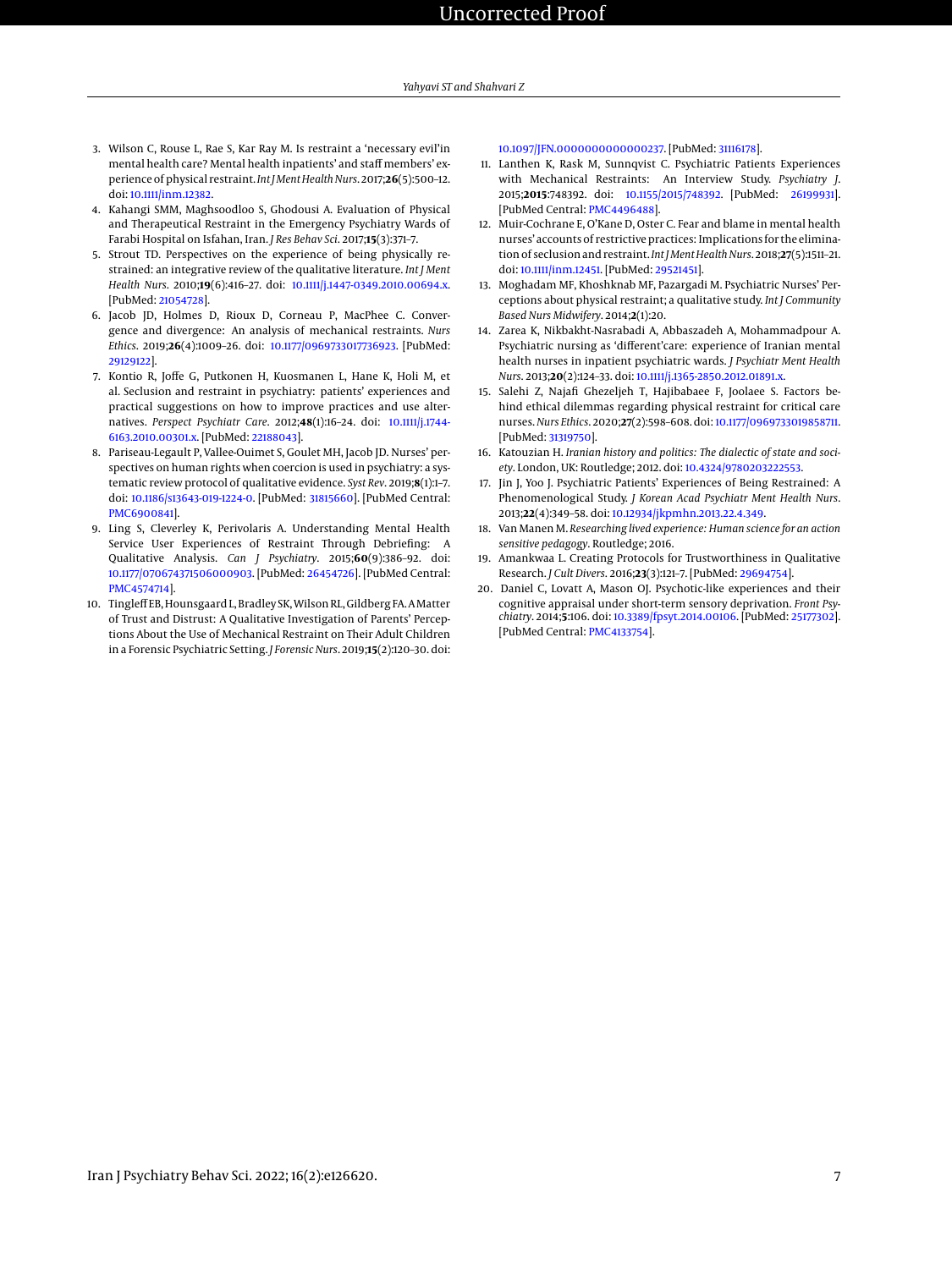3. Wilson C, Rouse L, Rae S, Kar Ray M. Is restraint a 'necessary evil'in mental health care? Mental health inpatients' and staff members' experience of physical restraint. *Int J Ment Health Nurs*. 2017;**26**(5):500–12. doi: 10.1111/inm.12382.
4. Kahangi SMM, Maghsoodloo S, Ghodousi A. Evaluation of Physical and Therapeutical Restraint in the Emergency Psychiatry Wards of Farabi Hospital on Isfahan, Iran. *J Res Behav Sci*. 2017;**15**(3):371–7.
5. Strout TD. Perspectives on the experience of being physically restrained: an integrative review of the qualitative literature. *Int J Ment Health Nurs*. 2010;**19**(6):416–27. doi: 10.1111/j.1447-0349.2010.00694.x. [PubMed: 21054728].
6. Jacob JD, Holmes D, Rioux D, Corneau P, MacPhee C. Convergence and divergence: An analysis of mechanical restraints. *Nurs Ethics*. 2019;**26**(4):1009–26. doi: 10.1177/0969733017736923. [PubMed: 29129122].
7. Kontio R, Joffe G, Putkonen H, Kuosmanen L, Hane K, Holi M, et al. Seclusion and restraint in psychiatry: patients' experiences and practical suggestions on how to improve practices and use alternatives. *Perspect Psychiatr Care*. 2012;**48**(1):16–24. doi: 10.1111/j.1744-6163.2010.00301.x. [PubMed: 22188043].
8. Pariseau-Legault P, Vallee-Ouimet S, Goulet MH, Jacob JD. Nurses' perspectives on human rights when coercion is used in psychiatry: a systematic review protocol of qualitative evidence. *Syst Rev*. 2019;**8**(1):1–7. doi: 10.1186/s13643-019-1224-0. [PubMed: 31815660]. [PubMed Central: PMC6900841].
9. Ling S, Cleverley K, Perivolaris A. Understanding Mental Health Service User Experiences of Restraint Through Debriefing: A Qualitative Analysis. *Can J Psychiatry*. 2015;**60**(9):386–92. doi: 10.1177/070674371506000903. [PubMed: 26454726]. [PubMed Central: PMC4574714].
10. Tingleff EB, Hounsgaard L, Bradley SK, Wilson RL, Gildberg FA. A Matter of Trust and Distrust: A Qualitative Investigation of Parents' Perceptions About the Use of Mechanical Restraint on Their Adult Children in a Forensic Psychiatric Setting. *J Forensic Nurs*. 2019;**15**(2):120–30. doi: 10.1097/JFN.0000000000000237. [PubMed: 31116178].
11. Lanthen K, Rask M, Sunnqvist C. Psychiatric Patients Experiences with Mechanical Restraints: An Interview Study. *Psychiatry J*. 2015;**2015**:748392. doi: 10.1155/2015/748392. [PubMed: 26199931]. [PubMed Central: PMC4496488].
12. Muir-Cochrane E, O'Kane D, Oster C. Fear and blame in mental health nurses' accounts of restrictive practices: Implications for the elimination of seclusion and restraint. *Int J Ment Health Nurs*. 2018;**27**(5):1511–21. doi: 10.1111/inm.12451. [PubMed: 29521451].
13. Moghadam MF, Khoshknab MF, Pazargadi M. Psychiatric Nurses' Perceptions about physical restraint; a qualitative study. *Int J Community Based Nurs Midwifery*. 2014;**2**(1):20.
14. Zarea K, Nikbakht-Nasrabadi A, Abbaszadeh A, Mohammadpour A. Psychiatric nursing as 'different'care: experience of Iranian mental health nurses in inpatient psychiatric wards. *J Psychiatr Ment Health Nurs*. 2013;**20**(2):124–33. doi: 10.1111/j.1365-2850.2012.01891.x.
15. Salehi Z, Najafi Ghezeljeh T, Hajibabaee F, Joolaee S. Factors behind ethical dilemmas regarding physical restraint for critical care nurses. *Nurs Ethics*. 2020;**27**(2):598–608. doi: 10.1177/0969733019858711. [PubMed: 31319750].
16. Katouzian H. *Iranian history and politics: The dialectic of state and society*. London, UK: Routledge; 2012. doi: 10.4324/9780203222553.
17. Jin J, Yoo J. Psychiatric Patients' Experiences of Being Restrained: A Phenomenological Study. *J Korean Acad Psychiatr Ment Health Nurs*. 2013;**22**(4):349–58. doi: 10.12934/jkpmhn.2013.22.4.349.
18. Van Manen M. *Researching lived experience: Human science for an action sensitive pedagogy*. Routledge; 2016.
19. Amankwaa L. Creating Protocols for Trustworthiness in Qualitative Research. *J Cult Divers*. 2016;**23**(3):121–7. [PubMed: 29694754].
20. Daniel C, Lovatt A, Mason OJ. Psychotic-like experiences and their cognitive appraisal under short-term sensory deprivation. *Front Psychiatry*. 2014;**5**:106. doi: 10.3389/fpsyt.2014.00106. [PubMed: 25177302]. [PubMed Central: PMC4133754].